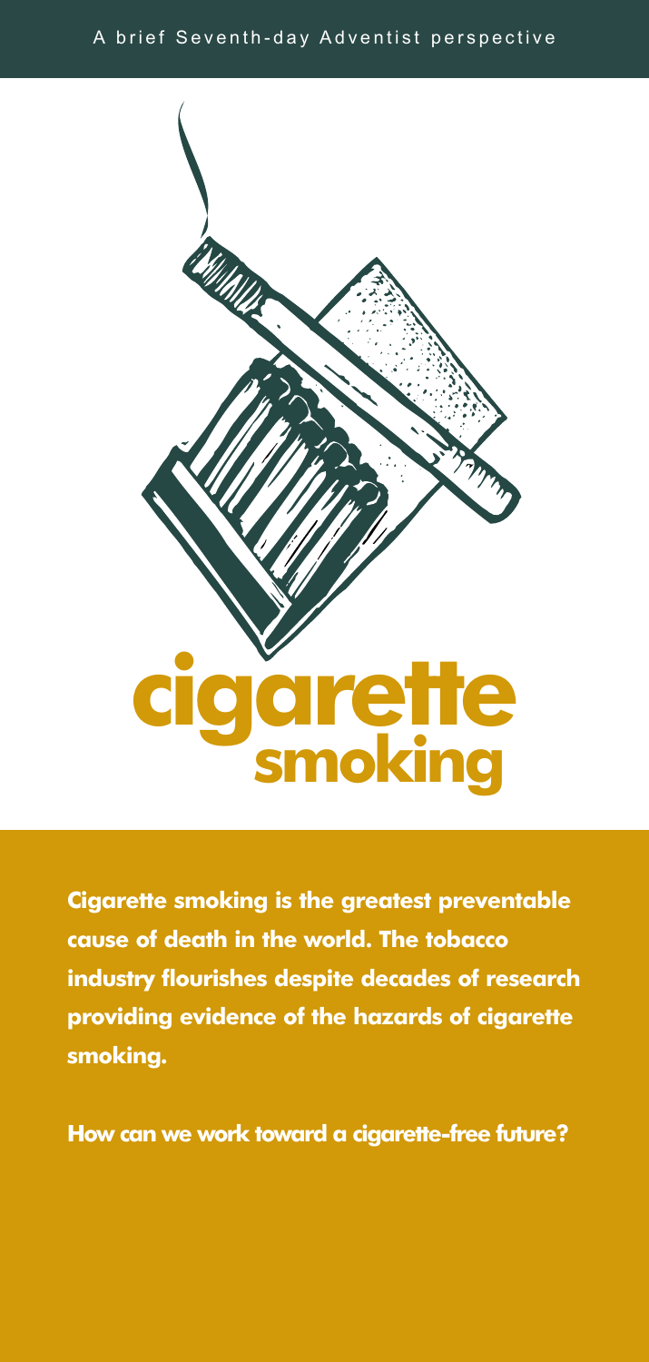A brief Seventh-day Adventist perspective

# cigarette smoking

**Cigarette smoking is the greatest preventable cause of death in the world. The tobacco industry flourishes despite decades of research providing evidence of the hazards of cigarette smoking.**

**How can we work toward a cigarette-free future?**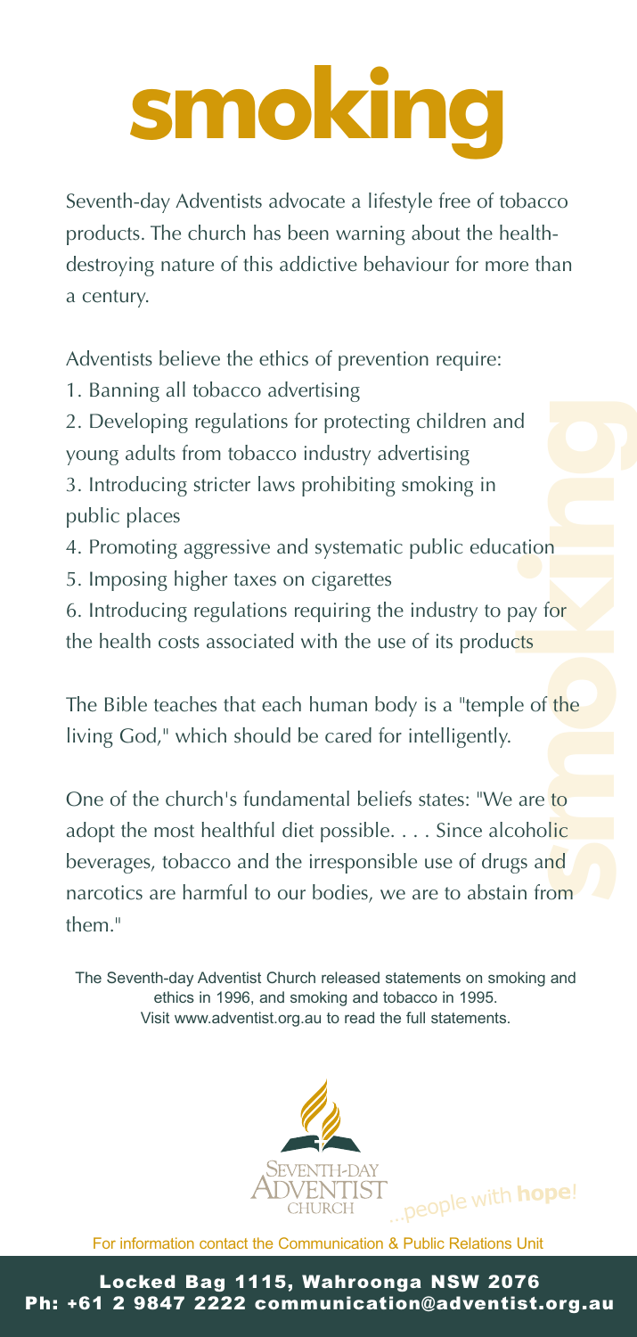# smoking

Seventh-day Adventists advocate a lifestyle free of tobacco products. The church has been warning about the health-destroying nature of this addictive behaviour for more than a century.

Adventists believe the ethics of prevention require:

1. Banning all tobacco advertising
2. Developing regulations for protecting children and young adults from tobacco industry advertising
3. Introducing stricter laws prohibiting smoking in public places
4. Promoting aggressive and systematic public education
5. Imposing higher taxes on cigarettes
6. Introducing regulations requiring the industry to pay for the health costs associated with the use of its products

The Bible teaches that each human body is a "temple of the living God," which should be cared for intelligently.

One of the church's fundamental beliefs states: "We are to adopt the most healthful diet possible. . . . Since alcoholic beverages, tobacco and the irresponsible use of drugs and narcotics are harmful to our bodies, we are to abstain from them."

The Seventh-day Adventist Church released statements on smoking and ethics in 1996, and smoking and tobacco in 1995.
Visit www.adventist.org.au to read the full statements.

Seventh-day Adventist Church

...people with **hope**!

For information contact the Communication & Public Relations Unit

**Locked Bag 1115, Wahroonga NSW 2076**
**Ph: +61 2 9847 2222 communication@adventist.org.au**